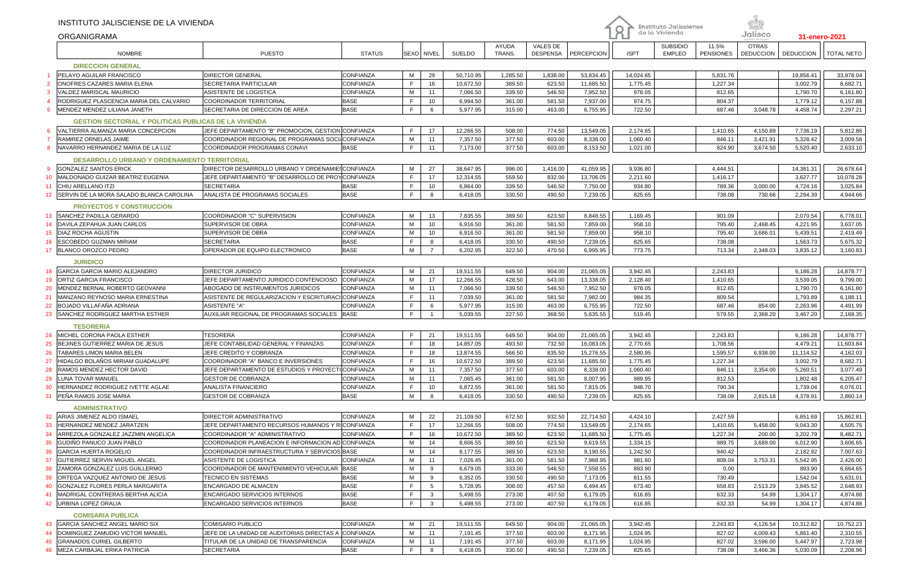# INSTITUTO JALISCIENSE DE LA VIVIENDA

## ORGANIGRAMA

31-enero-2021

| | NOMBRE | PUESTO | STATUS | SEXO | NIVEL | SUELDO | AYUDA TRANS. | VALES DE DESPENSA | PERCEPCION | ISPT | SUBSIDIO EMPLEO | 11.5% PENSIONES | OTRAS DEDUCCION | DEDUCCION | TOTAL NETO |
|---|---|---|---|---|---|---|---|---|---|---|---|---|---|---|---|
| | **DIRECCION GENERAL** | | | | | | | | | | | | | | |
| 1 | PELAYO AGUILAR FRANCISCO | DIRECTOR GENERAL | CONFIANZA | M | 29 | 50,710.95 | 1,285.50 | 1,838.00 | 53,834.45 | 14,024.65 | | 5,831.76 | | 19,856.41 | 33,978.04 |
| 2 | ONOFRES CAZARES MARIA ELENA | SECRETARIA PARTICULAR | CONFIANZA | F | 16 | 10,672.50 | 389.50 | 623.50 | 11,685.50 | 1,775.45 | | 1,227.34 | | 3,002.79 | 8,682.71 |
| 3 | VALDEZ MARISCAL MAURICIO | ASISTENTE DE LOGISTICA | CONFIANZA | M | 11 | 7,066.50 | 339.50 | 546.50 | 7,952.50 | 978.05 | | 812.65 | | 1,790.70 | 6,161.80 |
| 4 | RODRIGUEZ PLASCENCIA MARIA DEL CALVARIO | COORDINADOR TERRITORIAL | BASE | F | 10 | 6,994.50 | 361.00 | 581.50 | 7,937.00 | 974.75 | | 804.37 | | 1,779.12 | 6,157.88 |
| 5 | MENDEZ MENDEZ LILIANA JANETH | SECRETARIA DE DIRECCION DE AREA | BASE | F | 6 | 5,977.95 | 315.00 | 463.00 | 6,755.95 | 722.50 | | 687.46 | 3,048.78 | 4,458.74 | 2,297.21 |
| | **GESTION SECTORIAL Y POLITICAS PUBLICAS DE LA VIVIENDA** | | | | | | | | | | | | | | |
| 6 | VALTIERRA ALMANZA MARIA CONCEPCION | JEFE DEPARTAMENTO "B" PROMOCION, GESTION | CONFIANZA | F | 17 | 12,266.55 | 508.00 | 774.50 | 13,549.05 | 2,174.65 | | 1,410.65 | 4,150.89 | 7,736.19 | 5,812.86 |
| 7 | RAMIREZ ORNELAS JAIME | COORDINADOR REGIONAL DE PROGRAMAS SOCI | CONFIANZA | M | 11 | 7,357.50 | 377.50 | 603.00 | 8,338.00 | 1,060.40 | | 846.11 | 3,421.91 | 5,328.42 | 3,009.58 |
| 8 | NAVARRO HERNANDEZ MARIA DE LA LUZ | COORDINADOR PROGRAMAS CONAVI | BASE | F | 11 | 7,173.00 | 377.50 | 603.00 | 8,153.50 | 1,021.00 | | 824.90 | 3,674.50 | 5,520.40 | 2,633.10 |
| | **DESARROLLO URBANO Y ORDENAMIENTO TERRITORIAL** | | | | | | | | | | | | | | |
| 9 | GONZALEZ SANTOS ERICK | DIRECTOR DESARROLLO URBANO Y ORDENAMIE | CONFIANZA | M | 27 | 38,647.95 | 996.00 | 1,416.00 | 41,059.95 | 9,936.80 | | 4,444.51 | | 14,381.31 | 26,678.64 |
| 10 | MALDONADO GUIZAR BEATRIZ EUGENIA | JEFE DEPARTAMENTO "B" DESARROLLO DE PROY | CONFIANZA | F | 17 | 12,314.55 | 559.50 | 832.00 | 13,706.05 | 2,211.60 | | 1,416.17 | | 3,627.77 | 10,078.28 |
| 11 | CHIU ARELLANO ITZI | SECRETARIA | BASE | F | 10 | 6,864.00 | 339.50 | 546.50 | 7,750.00 | 934.80 | | 789.36 | 3,000.00 | 4,724.16 | 3,025.84 |
| 12 | SERVIN DE LA MORA SALADO BLANCA CAROLINA | ANALISTA DE PROGRAMAS SOCIALES | BASE | F | 8 | 6,418.05 | 330.50 | 490.50 | 7,239.05 | 825.65 | | 738.08 | 730.66 | 2,294.39 | 4,944.66 |
| | **PROYECTOS Y CONSTRUCCION** | | | | | | | | | | | | | | |
| 13 | SANCHEZ PADILLA GERARDO | COORDINADOR "C" SUPERVISION | CONFIANZA | M | 13 | 7,835.55 | 389.50 | 623.50 | 8,848.55 | 1,169.45 | | 901.09 | | 2,070.54 | 6,778.01 |
| 14 | DAVILA ZEPAHUA JUAN CARLOS | SUPERVISOR DE OBRA | CONFIANZA | M | 10 | 6,916.50 | 361.00 | 581.50 | 7,859.00 | 958.10 | | 795.40 | 2,468.45 | 4,221.95 | 3,637.05 |
| 15 | DIAZ ROCHA AGUSTIN | SUPERVISOR DE OBRA | CONFIANZA | M | 10 | 6,916.50 | 361.00 | 581.50 | 7,859.00 | 958.10 | | 795.40 | 3,686.01 | 5,439.51 | 2,419.49 |
| 16 | ESCOBEDO GUZMAN MIRIAM | SECRETARIA | BASE | F | 8 | 6,418.05 | 330.50 | 490.50 | 7,239.05 | 825.65 | | 738.08 | | 1,563.73 | 5,675.32 |
| 17 | BLANCO OROZCO PEDRO | OPERADOR DE EQUIPO ELECTRONICO | BASE | M | 7 | 6,202.95 | 322.50 | 470.50 | 6,995.95 | 773.75 | | 713.34 | 2,348.03 | 3,835.12 | 3,160.83 |
| | **JURIDICO** | | | | | | | | | | | | | | |
| 18 | GARCIA GARCIA MARIO ALEJANDRO | DIRECTOR JURIDICO | CONFIANZA | M | 21 | 19,511.55 | 649.50 | 904.00 | 21,065.05 | 3,942.45 | | 2,243.83 | | 6,186.28 | 14,878.77 |
| 19 | ORTIZ GARCIA FRANCISCO | JEFE DEPARTAMENTO JURIDICO CONTENCIOSO | CONFIANZA | M | 17 | 12,266.55 | 428.50 | 643.00 | 13,338.05 | 2,128.40 | | 1,410.65 | | 3,539.05 | 9,799.00 |
| 20 | MENDEZ BERNAL ROBERTO GEOVANNI | ABOGADO DE INSTRUMENTOS JURIDICOS | CONFIANZA | M | 11 | 7,066.50 | 339.50 | 546.50 | 7,952.50 | 978.05 | | 812.65 | | 1,790.70 | 6,161.80 |
| 21 | MANZANO REYNOSO MARIA ERNESTINA | ASISTENTE DE REGULARIZACION Y ESCRITURACI | CONFIANZA | F | 11 | 7,039.50 | 361.00 | 581.50 | 7,982.00 | 984.35 | | 809.54 | | 1,793.89 | 6,188.11 |
| 22 | BOJADO VILLAFAÑA ADRIANA | ASISTENTE "A" | CONFIANZA | F | 6 | 5,977.95 | 315.00 | 463.00 | 6,755.95 | 722.50 | | 687.46 | 854.00 | 2,263.96 | 4,491.99 |
| 23 | SANCHEZ RODRIGUEZ MARTHA ESTHER | AUXILIAR REGIONAL DE PROGRAMAS SOCIALES | BASE | F | 1 | 5,039.55 | 227.50 | 368.50 | 5,635.55 | 519.45 | | 579.55 | 2,368.20 | 3,467.20 | 2,168.35 |
| | **TESORERIA** | | | | | | | | | | | | | | |
| 24 | MICHEL CORONA PAOLA ESTHER | TESORERA | CONFIANZA | F | 21 | 19,511.55 | 649.50 | 904.00 | 21,065.05 | 3,942.45 | | 2,243.83 | | 6,186.28 | 14,878.77 |
| 25 | BEJINES GUTIERREZ MARIA DE JESUS | JEFE CONTABILIDAD GENERAL Y FINANZAS | CONFIANZA | F | 18 | 14,857.05 | 493.50 | 732.50 | 16,083.05 | 2,770.65 | | 1,708.56 | | 4,479.21 | 11,603.84 |
| 26 | TABARES LIMON MARIA BELEN | JEFE CREDITO Y COBRANZA | CONFIANZA | F | 18 | 13,874.55 | 566.50 | 835.50 | 15,276.55 | 2,580.95 | | 1,595.57 | 6,938.00 | 11,114.52 | 4,162.03 |
| 27 | HIDALGO BOLAÑOS MIRIAM GUADALUPE | COORDINADOR "A" BANCO E INVERSIONES | CONFIANZA | F | 16 | 10,672.50 | 389.50 | 623.50 | 11,685.50 | 1,775.45 | | 1,227.34 | | 3,002.79 | 8,682.71 |
| 28 | RAMOS MENDEZ HECTOR DAVID | JEFE DEPARTAMENTO DE ESTUDIOS Y PROYECT | CONFIANZA | M | 11 | 7,357.50 | 377.50 | 603.00 | 8,338.00 | 1,060.40 | | 846.11 | 3,354.00 | 5,260.51 | 3,077.49 |
| 29 | LUNA TOVAR MANUEL | GESTOR DE COBRANZA | CONFIANZA | M | 11 | 7,065.45 | 361.00 | 581.50 | 8,007.95 | 989.95 | | 812.53 | | 1,802.48 | 6,205.47 |
| 30 | HERNANDEZ RODRIGUEZ IVETTE AGLAE | ANALISTA FINANCIERO | CONFIANZA | F | 10 | 6,872.55 | 361.00 | 581.50 | 7,815.05 | 948.70 | | 790.34 | | 1,739.04 | 6,076.01 |
| 31 | PEÑA RAMOS JOSE MARIA | GESTOR DE COBRANZA | BASE | M | 8 | 6,418.05 | 330.50 | 490.50 | 7,239.05 | 825.65 | | 738.08 | 2,815.18 | 4,378.91 | 2,860.14 |
| | **ADMINISTRATIVO** | | | | | | | | | | | | | | |
| 32 | ARIAS JIMENEZ ALDO ISMAEL | DIRECTOR ADMINISTRATIVO | CONFIANZA | M | 22 | 21,109.50 | 672.50 | 932.50 | 22,714.50 | 4,424.10 | | 2,427.59 | | 6,851.69 | 15,862.81 |
| 33 | HERNANDEZ MENDEZ JARATZEN | JEFE DEPARTAMENTO RECURSOS HUMANOS Y R | CONFIANZA | F | 17 | 12,266.55 | 508.00 | 774.50 | 13,549.05 | 2,174.65 | | 1,410.65 | 5,458.00 | 9,043.30 | 4,505.75 |
| 34 | ARREZOLA GONZALEZ JAZZMIN ANGELICA | COORDINADOR "A" ADMINISTRATIVO | CONFIANZA | F | 16 | 10,672.50 | 389.50 | 623.50 | 11,685.50 | 1,775.45 | | 1,227.34 | 200.00 | 3,202.79 | 8,482.71 |
| 35 | GUDIÑO PANUCO JUAN PABLO | COORDINADOR PLANEACION E INFORMACION AD | CONFIANZA | M | 14 | 8,606.55 | 389.50 | 623.50 | 9,619.55 | 1,334.15 | | 989.75 | 3,689.00 | 6,012.90 | 3,606.65 |
| 36 | GARCIA HUERTA ROGELIO | COORDINADOR INFRAESTRUCTURA Y SERVICIOS | BASE | M | 14 | 8,177.55 | 389.50 | 623.50 | 9,190.55 | 1,242.50 | | 940.42 | | 2,182.92 | 7,007.63 |
| 37 | GUTIERREZ SERVIN MIGUEL ANGEL | ASISTENTE DE LOGISTICA | CONFIANZA | M | 11 | 7,026.45 | 361.00 | 581.50 | 7,968.95 | 981.60 | | 808.04 | 3,753.31 | 5,542.95 | 2,426.00 |
| 38 | ZAMORA GONZALEZ LUIS GUILLERMO | COORDINADOR DE MANTENIMIENTO VEHICULAR | BASE | M | 9 | 6,679.05 | 333.00 | 546.50 | 7,558.55 | 893.90 | | 0.00 | | 893.90 | 6,664.65 |
| 39 | ORTEGA VAZQUEZ ANTONIO DE JESUS | TECNICO EN SISTEMAS | BASE | M | 9 | 6,352.05 | 330.50 | 490.50 | 7,173.05 | 811.55 | | 730.49 | | 1,542.04 | 5,631.01 |
| 40 | GONZALEZ FLORES PERLA MARGARITA | ENCARGADO DE ALMACEN | BASE | F | 5 | 5,728.95 | 308.00 | 457.50 | 6,494.45 | 673.40 | | 658.83 | 2,513.29 | 3,845.52 | 2,648.93 |
| 41 | MADRIGAL CONTRERAS BERTHA ALICIA | ENCARGADO SERVICIOS INTERNOS | BASE | F | 3 | 5,498.55 | 273.00 | 407.50 | 6,179.05 | 616.85 | | 632.33 | 54.99 | 1,304.17 | 4,874.88 |
| 42 | URBINA LOPEZ ORALIA | ENCARGADO SERVICIOS INTERNOS | BASE | F | 3 | 5,498.55 | 273.00 | 407.50 | 6,179.05 | 616.85 | | 632.33 | 54.99 | 1,304.17 | 4,874.88 |
| | **COMISARIA PUBLICA** | | | | | | | | | | | | | | |
| 43 | GARCIA SANCHEZ ANGEL MARIO SIX | COMISARIO PUBLICO | CONFIANZA | M | 21 | 19,511.55 | 649.50 | 904.00 | 21,065.05 | 3,942.45 | | 2,243.83 | 4,126.54 | 10,312.82 | 10,752.23 |
| 44 | DOMINGUEZ ZAMUDIO VICTOR MANUEL | JEFE DE LA UNIDAD DE AUDITORIAS DIRECTAS A | CONFIANZA | M | 11 | 7,191.45 | 377.50 | 603.00 | 8,171.95 | 1,024.95 | | 827.02 | 4,009.43 | 5,861.40 | 2,310.55 |
| 45 | GRANADOS CURIEL GILBERTO | TITULAR DE LA UNIDAD DE TRANSPARENCIA | CONFIANZA | M | 11 | 7,191.45 | 377.50 | 603.00 | 8,171.95 | 1,024.95 | | 827.02 | 3,596.00 | 5,447.97 | 2,723.98 |
| 46 | MEZA CARBAJAL ERIKA PATRICIA | SECRETARIA | BASE | F | 8 | 6,418.05 | 330.50 | 490.50 | 7,239.05 | 825.65 | | 738.08 | 3,466.36 | 5,030.09 | 2,208.96 |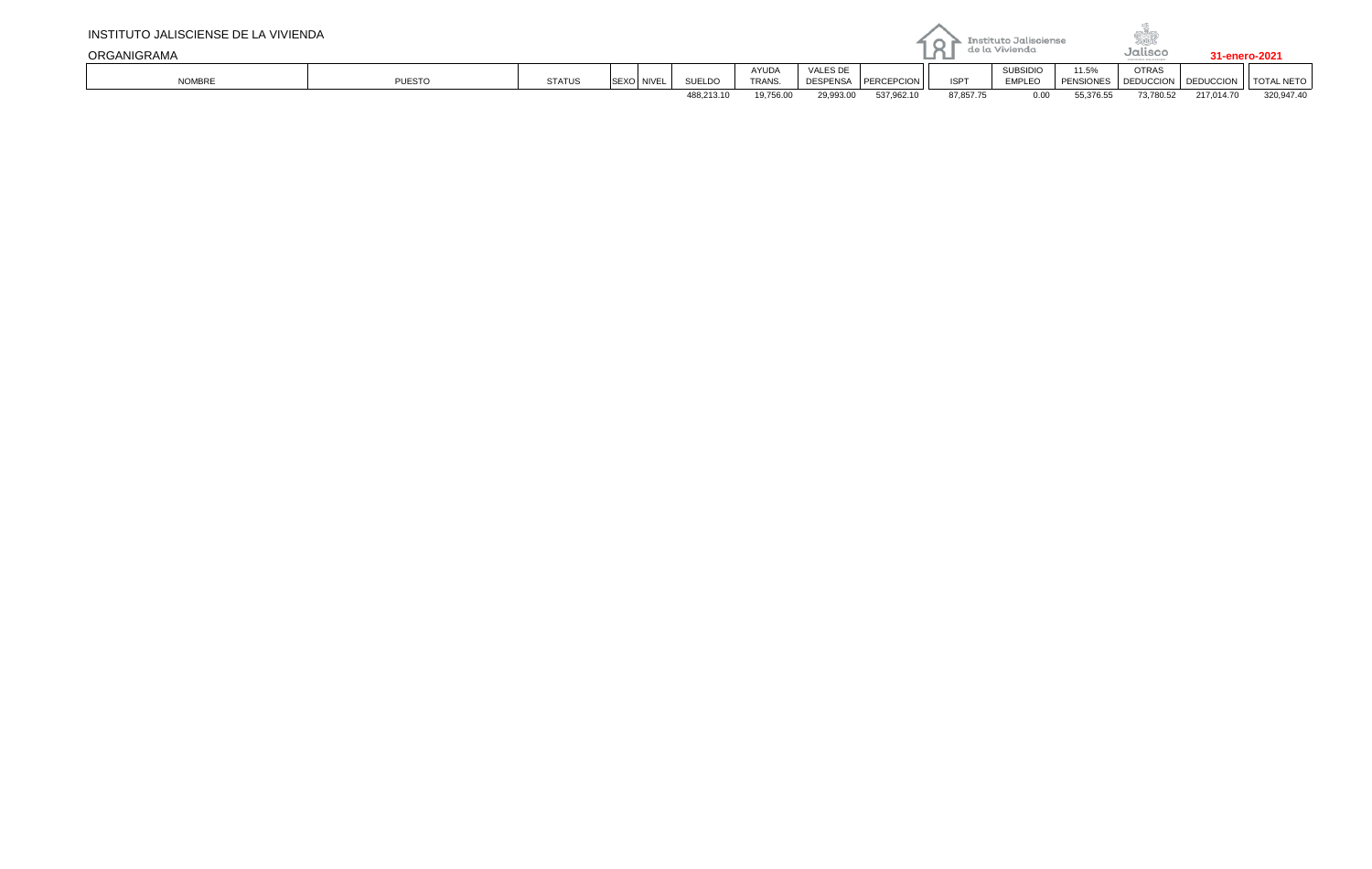INSTITUTO JALISCIENSE DE LA VIVIENDA

ORGANIGRAMA

31-enero-2021

| NOMBRE | PUESTO | STATUS | SEXO | NIVEL | SUELDO | AYUDA TRANS. | VALES DE DESPENSA | PERCEPCION | ISPT | SUBSIDIO EMPLEO | 11.5% PENSIONES | OTRAS DEDUCCION | DEDUCCION | TOTAL NETO |
|---|---|---|---|---|---|---|---|---|---|---|---|---|---|---|
| | | | | | 488,213.10 | 19,756.00 | 29,993.00 | 537,962.10 | 87,857.75 | 0.00 | 55,376.55 | 73,780.52 | 217,014.70 | 320,947.40 |